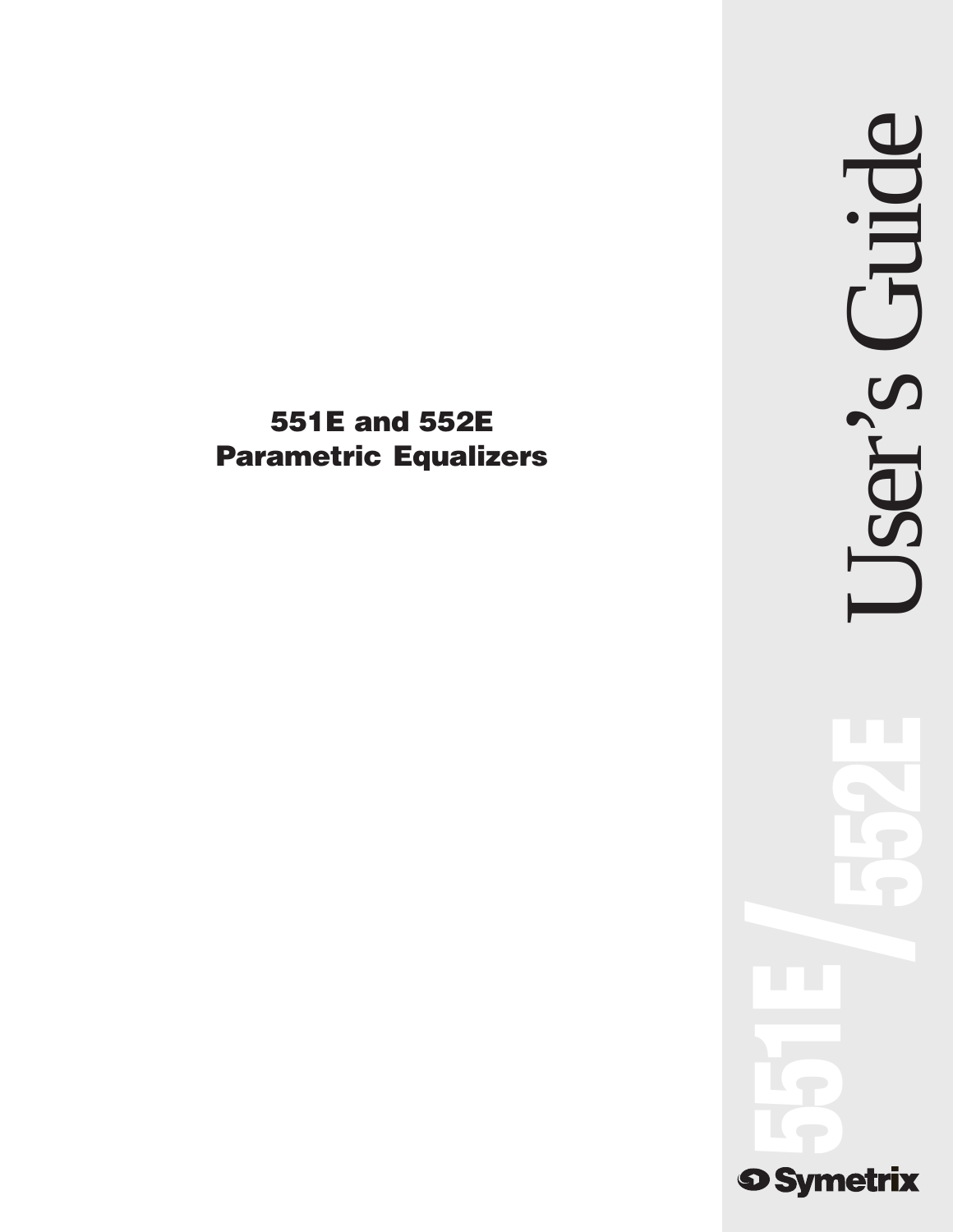# 551E and 552E Parametric Equalizers

User's Guide

551E/552E

Symetrix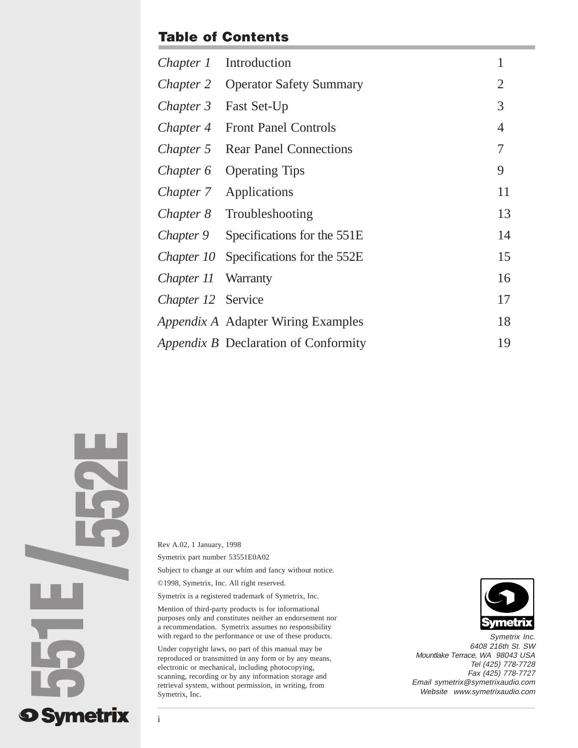## Table of Contents

| | | |
|---|---|---|
| *Chapter 1* | Introduction | 1 |
| *Chapter 2* | Operator Safety Summary | 2 |
| *Chapter 3* | Fast Set-Up | 3 |
| *Chapter 4* | Front Panel Controls | 4 |
| *Chapter 5* | Rear Panel Connections | 7 |
| *Chapter 6* | Operating Tips | 9 |
| *Chapter 7* | Applications | 11 |
| *Chapter 8* | Troubleshooting | 13 |
| *Chapter 9* | Specifications for the 551E | 14 |
| *Chapter 10* | Specifications for the 552E | 15 |
| *Chapter 11* | Warranty | 16 |
| *Chapter 12* | Service | 17 |
| *Appendix A* | Adapter Wiring Examples | 18 |
| *Appendix B* | Declaration of Conformity | 19 |

551E/552E

Symetrix

Rev A.02, 1 January, 1998

Symetrix part number 53551E0A02

Subject to change at our whim and fancy without notice.

©1998, Symetrix, Inc. All right reserved.

Symetrix is a registered trademark of Symetrix, Inc.

Mention of third-party products is for informational purposes only and constitutes neither an endorsement nor a recommendation. Symetrix assumes no responsibility with regard to the performance or use of these products.

Under copyright laws, no part of this manual may be reproduced or transmitted in any form or by any means, electronic or mechanical, including photocopying, scanning, recording or by any information storage and retrieval system, without permission, in writing, from Symetrix, Inc.

*Symetrix Inc.*
*6408 216th St. SW*
*Mountlake Terrace, WA 98043 USA*
*Tel (425) 778-7728*
*Fax (425) 778-7727*
*Email symetrix@symetrixaudio.com*
*Website www.symetrixaudio.com*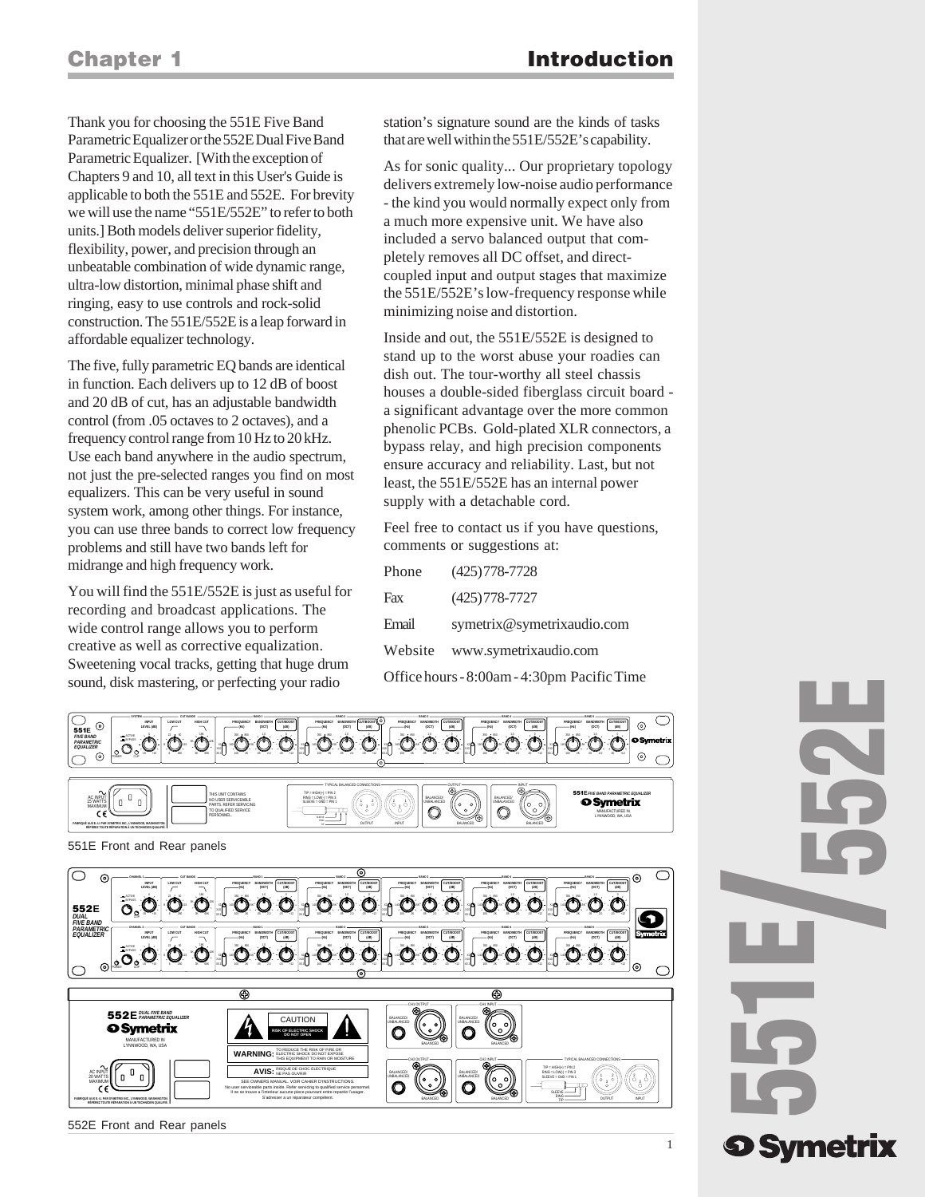# Chapter 1 Introduction

Thank you for choosing the 551E Five Band Parametric Equalizer or the 552E Dual Five Band Parametric Equalizer. [With the exception of Chapters 9 and 10, all text in this User's Guide is applicable to both the 551E and 552E. For brevity we will use the name "551E/552E" to refer to both units.] Both models deliver superior fidelity, flexibility, power, and precision through an unbeatable combination of wide dynamic range, ultra-low distortion, minimal phase shift and ringing, easy to use controls and rock-solid construction. The 551E/552E is a leap forward in affordable equalizer technology.

The five, fully parametric EQ bands are identical in function. Each delivers up to 12 dB of boost and 20 dB of cut, has an adjustable bandwidth control (from .05 octaves to 2 octaves), and a frequency control range from 10 Hz to 20 kHz. Use each band anywhere in the audio spectrum, not just the pre-selected ranges you find on most equalizers. This can be very useful in sound system work, among other things. For instance, you can use three bands to correct low frequency problems and still have two bands left for midrange and high frequency work.

You will find the 551E/552E is just as useful for recording and broadcast applications. The wide control range allows you to perform creative as well as corrective equalization. Sweetening vocal tracks, getting that huge drum sound, disk mastering, or perfecting your radio station's signature sound are the kinds of tasks that are well within the 551E/552E's capability.

As for sonic quality... Our proprietary topology delivers extremely low-noise audio performance - the kind you would normally expect only from a much more expensive unit. We have also included a servo balanced output that completely removes all DC offset, and direct-coupled input and output stages that maximize the 551E/552E's low-frequency response while minimizing noise and distortion.

Inside and out, the 551E/552E is designed to stand up to the worst abuse your roadies can dish out. The tour-worthy all steel chassis houses a double-sided fiberglass circuit board - a significant advantage over the more common phenolic PCBs. Gold-plated XLR connectors, a bypass relay, and high precision components ensure accuracy and reliability. Last, but not least, the 551E/552E has an internal power supply with a detachable cord.

Feel free to contact us if you have questions, comments or suggestions at:

| | |
|---|---|
| Phone | (425)778-7728 |
| Fax | (425)778-7727 |
| Email | symetrix@symetrixaudio.com |
| Website | www.symetrixaudio.com |

Office hours - 8:00am - 4:30pm Pacific Time

551E Front and Rear panels

552E Front and Rear panels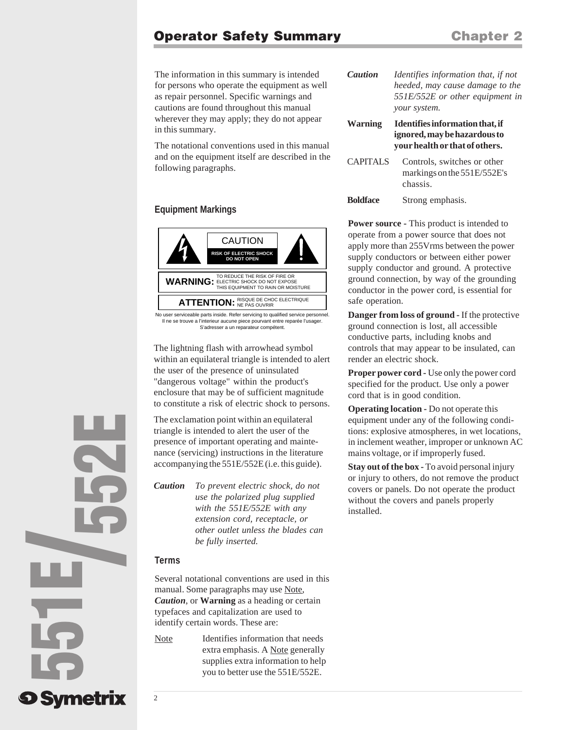# Operator Safety Summary

The information in this summary is intended for persons who operate the equipment as well as repair personnel. Specific warnings and cautions are found throughout this manual wherever they may apply; they do not appear in this summary.

The notational conventions used in this manual and on the equipment itself are described in the following paragraphs.

## Equipment Markings

CAUTION
RISK OF ELECTRIC SHOCK
DO NOT OPEN

WARNING: TO REDUCE THE RISK OF FIRE OR ELECTRIC SHOCK DO NOT EXPOSE THIS EQUIPMENT TO RAIN OR MOISTURE

ATTENTION: RISQUE DE CHOC ELECTRIQUE NE PAS OUVRIR

No user serviceable parts inside. Refer servicing to qualified service personnel.
Il ne se trouve a l'interieur aucune piece pourvant entre reparée l'usager.
S'adresser a un reparateur compétent.

The lightning flash with arrowhead symbol within an equilateral triangle is intended to alert the user of the presence of uninsulated "dangerous voltage" within the product's enclosure that may be of sufficient magnitude to constitute a risk of electric shock to persons.

The exclamation point within an equilateral triangle is intended to alert the user of the presence of important operating and maintenance (servicing) instructions in the literature accompanying the 551E/552E (i.e. this guide).

***Caution*** *To prevent electric shock, do not use the polarized plug supplied with the 551E/552E with any extension cord, receptacle, or other outlet unless the blades can be fully inserted.*

## Terms

Several notational conventions are used in this manual. Some paragraphs may use Note, ***Caution***, or **Warning** as a heading or certain typefaces and capitalization are used to identify certain words. These are:

Note — Identifies information that needs extra emphasis. A Note generally supplies extra information to help you to better use the 551E/552E.

***Caution*** — *Identifies information that, if not heeded, may cause damage to the 551E/552E or other equipment in your system.*

**Warning** — **Identifies information that, if ignored, may be hazardous to your health or that of others.**

CAPITALS — Controls, switches or other markings on the 551E/552E's chassis.

**Boldface** — Strong emphasis.

**Power source -** This product is intended to operate from a power source that does not apply more than 255Vrms between the power supply conductors or between either power supply conductor and ground. A protective ground connection, by way of the grounding conductor in the power cord, is essential for safe operation.

**Danger from loss of ground -** If the protective ground connection is lost, all accessible conductive parts, including knobs and controls that may appear to be insulated, can render an electric shock.

**Proper power cord -** Use only the power cord specified for the product. Use only a power cord that is in good condition.

**Operating location -** Do not operate this equipment under any of the following conditions: explosive atmospheres, in wet locations, in inclement weather, improper or unknown AC mains voltage, or if improperly fused.

**Stay out of the box -** To avoid personal injury or injury to others, do not remove the product covers or panels. Do not operate the product without the covers and panels properly installed.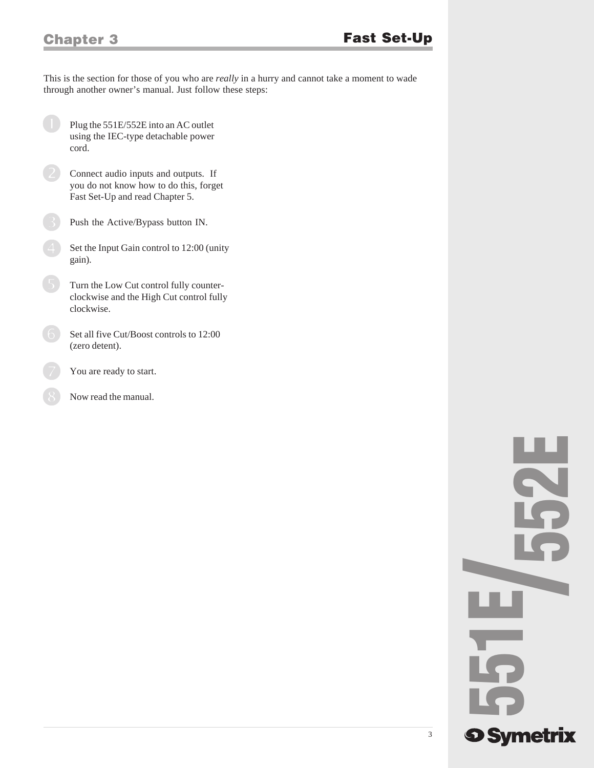# Chapter 3 Fast Set-Up

This is the section for those of you who are *really* in a hurry and cannot take a moment to wade through another owner's manual. Just follow these steps:

1. Plug the 551E/552E into an AC outlet using the IEC-type detachable power cord.
2. Connect audio inputs and outputs. If you do not know how to do this, forget Fast Set-Up and read Chapter 5.
3. Push the Active/Bypass button IN.
4. Set the Input Gain control to 12:00 (unity gain).
5. Turn the Low Cut control fully counter-clockwise and the High Cut control fully clockwise.
6. Set all five Cut/Boost controls to 12:00 (zero detent).
7. You are ready to start.
8. Now read the manual.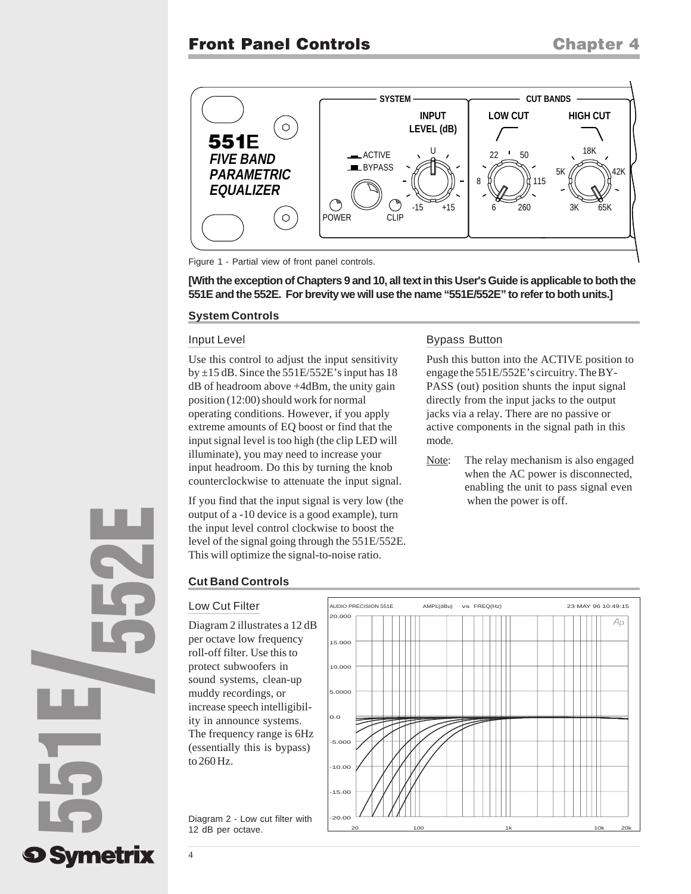# Front Panel Controls

Chapter 4

SYSTEM
CUT BANDS
551E
FIVE BAND
PARAMETRIC
EQUALIZER
ACTIVE
BYPASS
POWER
CLIP
INPUT
LEVEL (dB)
U
-15
+15
LOW CUT
22
50
8
115
6
260
HIGH CUT
18K
5K
42K
3K
65K

Figure 1 - Partial view of front panel controls.

**[With the exception of Chapters 9 and 10, all text in this User's Guide is applicable to both the 551E and the 552E. For brevity we will use the name "551E/552E" to refer to both units.]**

## System Controls

### Input Level

Use this control to adjust the input sensitivity by ±15 dB. Since the 551E/552E's input has 18 dB of headroom above +4dBm, the unity gain position (12:00) should work for normal operating conditions. However, if you apply extreme amounts of EQ boost or find that the input signal level is too high (the clip LED will illuminate), you may need to increase your input headroom. Do this by turning the knob counterclockwise to attenuate the input signal.

If you find that the input signal is very low (the output of a -10 device is a good example), turn the input level control clockwise to boost the level of the signal going through the 551E/552E. This will optimize the signal-to-noise ratio.

### Bypass Button

Push this button into the ACTIVE position to engage the 551E/552E's circuitry. The BYPASS (out) position shunts the input signal directly from the input jacks to the output jacks via a relay. There are no passive or active components in the signal path in this mode.

Note: The relay mechanism is also engaged when the AC power is disconnected, enabling the unit to pass signal even when the power is off.

## Cut Band Controls

### Low Cut Filter

Diagram 2 illustrates a 12 dB per octave low frequency roll-off filter. Use this to protect subwoofers in sound systems, clean-up muddy recordings, or increase speech intelligibility in announce systems. The frequency range is 6Hz (essentially this is bypass) to 260 Hz.

AUDIO PRECISION 551E AMPL(dBu) vs FREQ(Hz) 23 MAY 96 10:49:15
20.000
15.000
10.000
5.0000
0.0
-5.000
-10.00
-15.00
-20.00
20
100
1k
10k
20k

Diagram 2 - Low cut filter with 12 dB per octave.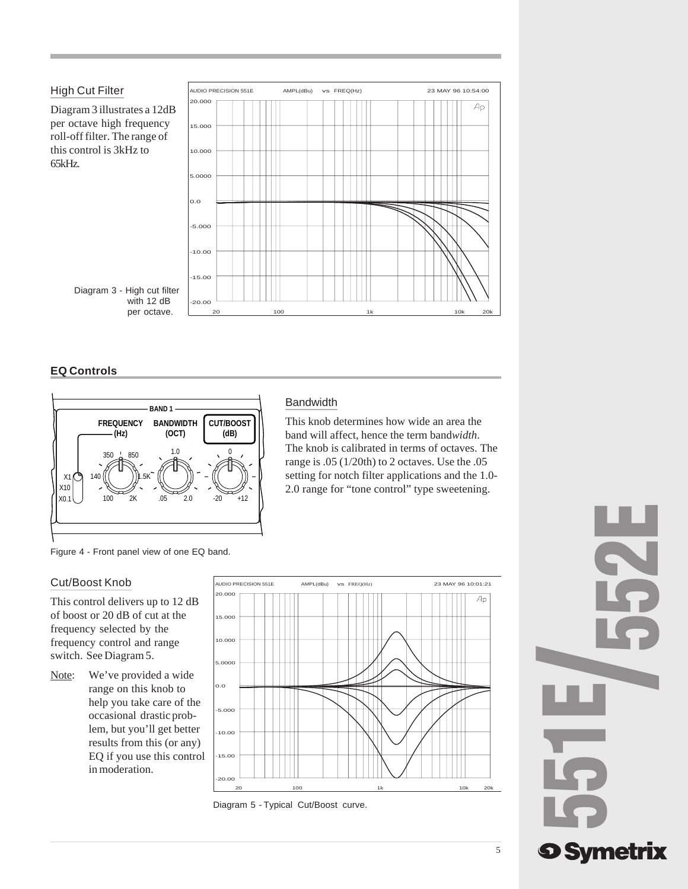## High Cut Filter

Diagram 3 illustrates a 12dB per octave high frequency roll-off filter. The range of this control is 3kHz to 65kHz.

AUDIO PRECISION 551E AMPL(dBu) vs FREQ(Hz) 23 MAY 96 10:54:00

20.000
15.000
10.000
5.0000
0.0
-5.000
-10.00
-15.00
-20.00

20 100 1k 10k 20k

Diagram 3 - High cut filter with 12 dB per octave.

## EQ Controls

BAND 1

FREQUENCY (Hz)
BANDWIDTH (OCT)
CUT/BOOST (dB)

350 850 140 1.5K 100 2K X1 X10 X0.1
1.0 .05 2.0
0 -20 +12

Figure 4 - Front panel view of one EQ band.

### Bandwidth

This knob determines how wide an area the band will affect, hence the term band*width*. The knob is calibrated in terms of octaves. The range is .05 (1/20th) to 2 octaves. Use the .05 setting for notch filter applications and the 1.0-2.0 range for "tone control" type sweetening.

### Cut/Boost Knob

This control delivers up to 12 dB of boost or 20 dB of cut at the frequency selected by the frequency control and range switch. See Diagram 5.

Note: We've provided a wide range on this knob to help you take care of the occasional drastic problem, but you'll get better results from this (or any) EQ if you use this control in moderation.

AUDIO PRECISION 551E AMPL(dBu) vs FREQ(Hz) 23 MAY 96 10:01:21

20.000
15.000
10.000
5.0000
0.0
-5.000
-10.00
-15.00
-20.00

20 100 1k 10k 20k

Diagram 5 - Typical Cut/Boost curve.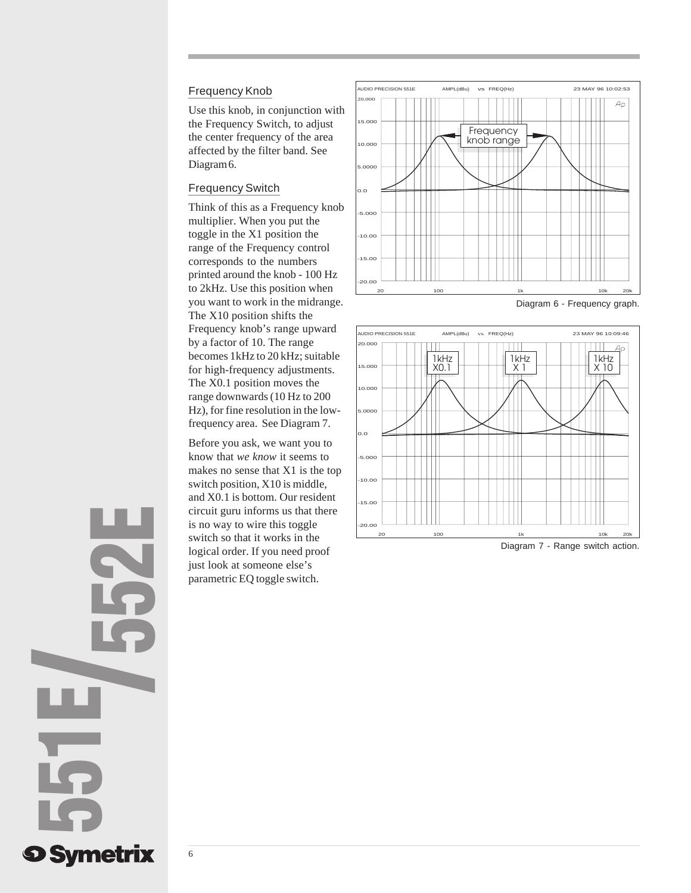## Frequency Knob

Use this knob, in conjunction with the Frequency Switch, to adjust the center frequency of the area affected by the filter band. See Diagram 6.

## Frequency Switch

Think of this as a Frequency knob multiplier. When you put the toggle in the X1 position the range of the Frequency control corresponds to the numbers printed around the knob - 100 Hz to 2kHz. Use this position when you want to work in the midrange. The X10 position shifts the Frequency knob's range upward by a factor of 10. The range becomes 1kHz to 20 kHz; suitable for high-frequency adjustments. The X0.1 position moves the range downwards (10 Hz to 200 Hz), for fine resolution in the low-frequency area. See Diagram 7.

Before you ask, we want you to know that *we know* it seems to makes no sense that X1 is the top switch position, X10 is middle, and X0.1 is bottom. Our resident circuit guru informs us that there is no way to wire this toggle switch so that it works in the logical order. If you need proof just look at someone else's parametric EQ toggle switch.

AUDIO PRECISION 551E AMPL(dBu) vs FREQ(Hz) 23 MAY 96 10:02:53

20.000
15.000
10.000
5.0000
0.0
-5.000
-10.00
-15.00
-20.00

20 100 1k 10k 20k

Frequency knob range

Diagram 6 - Frequency graph.

AUDIO PRECISION 551E AMPL(dBu) vs FREQ(Hz) 23 MAY 96 10:09:46

20.000
15.000
10.000
5.0000
0.0
-5.000
-10.00
-15.00
-20.00

20 100 1k 10k 20k

1kHz X0.1

1kHz X 1

1kHz X 10

Diagram 7 - Range switch action.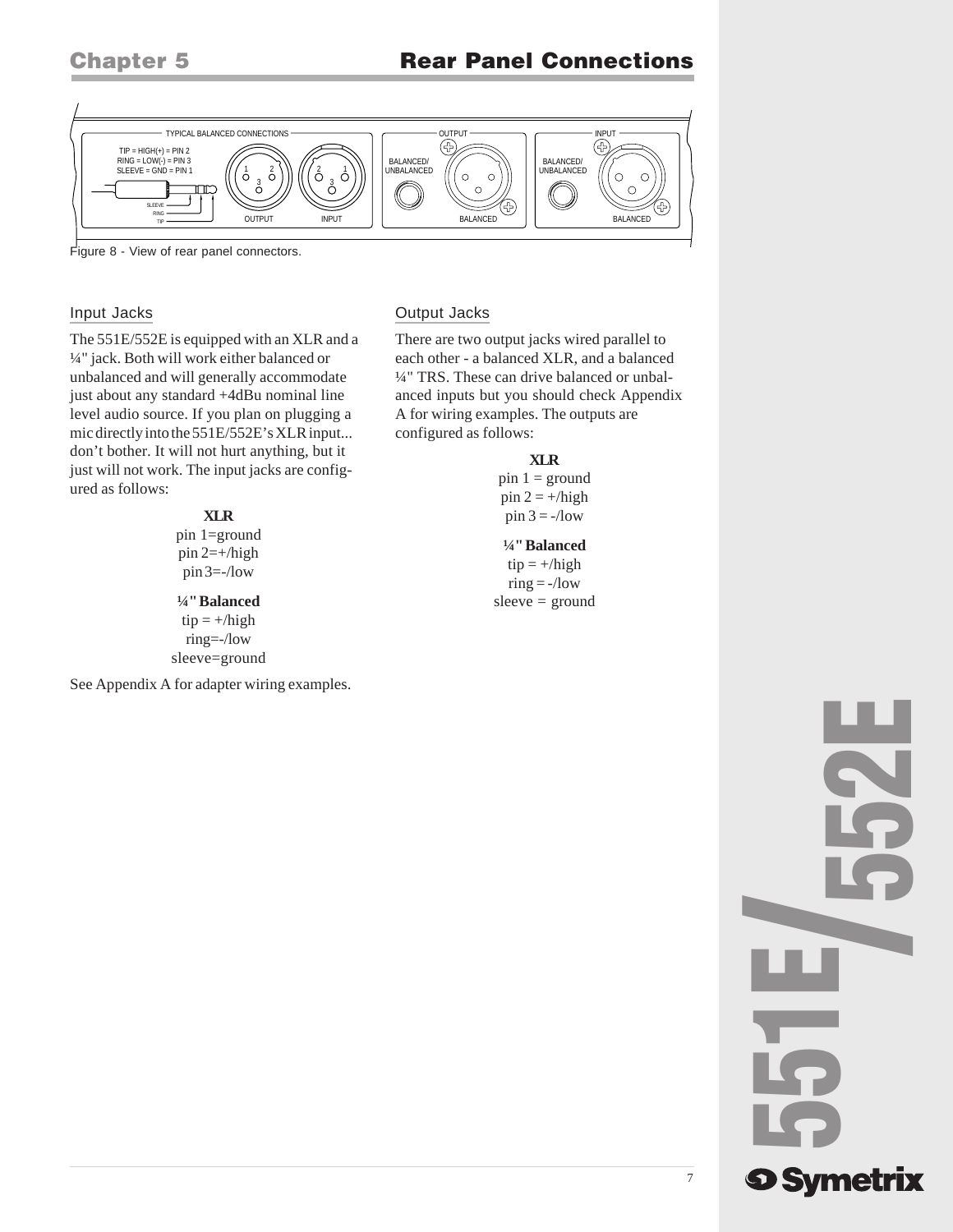# Chapter 5 Rear Panel Connections

Figure 8 - View of rear panel connectors.

## Input Jacks

The 551E/552E is equipped with an XLR and a ¼" jack. Both will work either balanced or unbalanced and will generally accommodate just about any standard +4dBu nominal line level audio source. If you plan on plugging a mic directly into the 551E/552E's XLR input... don't bother. It will not hurt anything, but it just will not work. The input jacks are configured as follows:

**XLR**
pin 1=ground
pin 2=+/high
pin 3=-/low

**¼" Balanced**
tip = +/high
ring=-/low
sleeve=ground

See Appendix A for adapter wiring examples.

## Output Jacks

There are two output jacks wired parallel to each other - a balanced XLR, and a balanced ¼" TRS. These can drive balanced or unbalanced inputs but you should check Appendix A for wiring examples. The outputs are configured as follows:

**XLR**
pin 1 = ground
pin 2 = +/high
pin 3 = -/low

**¼" Balanced**
tip = +/high
ring = -/low
sleeve = ground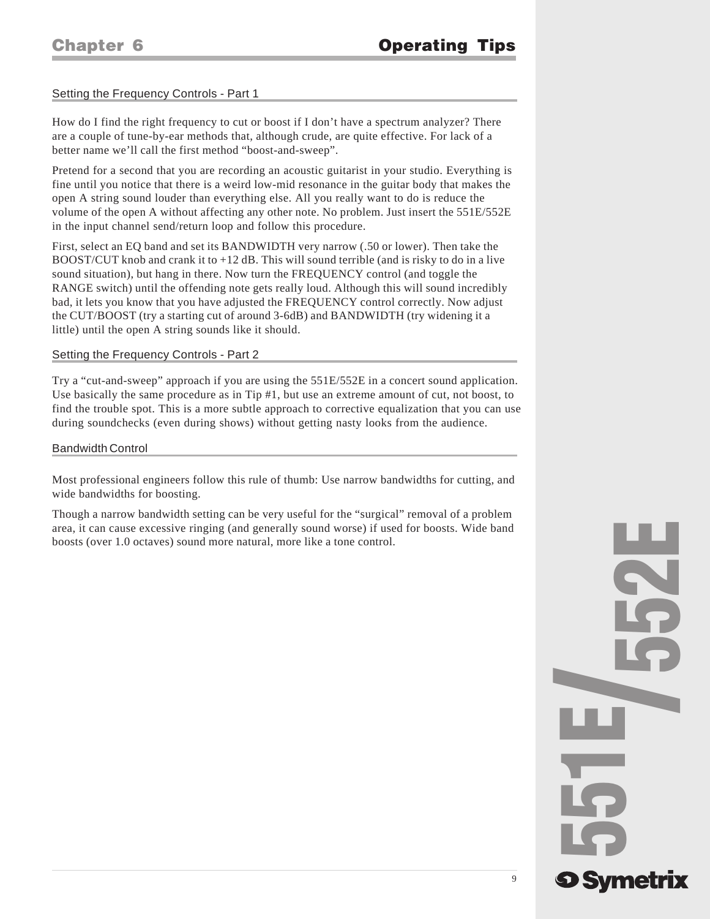## Setting the Frequency Controls - Part 1

How do I find the right frequency to cut or boost if I don't have a spectrum analyzer? There are a couple of tune-by-ear methods that, although crude, are quite effective. For lack of a better name we'll call the first method "boost-and-sweep".

Pretend for a second that you are recording an acoustic guitarist in your studio. Everything is fine until you notice that there is a weird low-mid resonance in the guitar body that makes the open A string sound louder than everything else. All you really want to do is reduce the volume of the open A without affecting any other note. No problem. Just insert the 551E/552E in the input channel send/return loop and follow this procedure.

First, select an EQ band and set its BANDWIDTH very narrow (.50 or lower). Then take the BOOST/CUT knob and crank it to +12 dB. This will sound terrible (and is risky to do in a live sound situation), but hang in there. Now turn the FREQUENCY control (and toggle the RANGE switch) until the offending note gets really loud. Although this will sound incredibly bad, it lets you know that you have adjusted the FREQUENCY control correctly. Now adjust the CUT/BOOST (try a starting cut of around 3-6dB) and BANDWIDTH (try widening it a little) until the open A string sounds like it should.

## Setting the Frequency Controls - Part 2

Try a "cut-and-sweep" approach if you are using the 551E/552E in a concert sound application. Use basically the same procedure as in Tip #1, but use an extreme amount of cut, not boost, to find the trouble spot. This is a more subtle approach to corrective equalization that you can use during soundchecks (even during shows) without getting nasty looks from the audience.

## Bandwidth Control

Most professional engineers follow this rule of thumb: Use narrow bandwidths for cutting, and wide bandwidths for boosting.

Though a narrow bandwidth setting can be very useful for the "surgical" removal of a problem area, it can cause excessive ringing (and generally sound worse) if used for boosts. Wide band boosts (over 1.0 octaves) sound more natural, more like a tone control.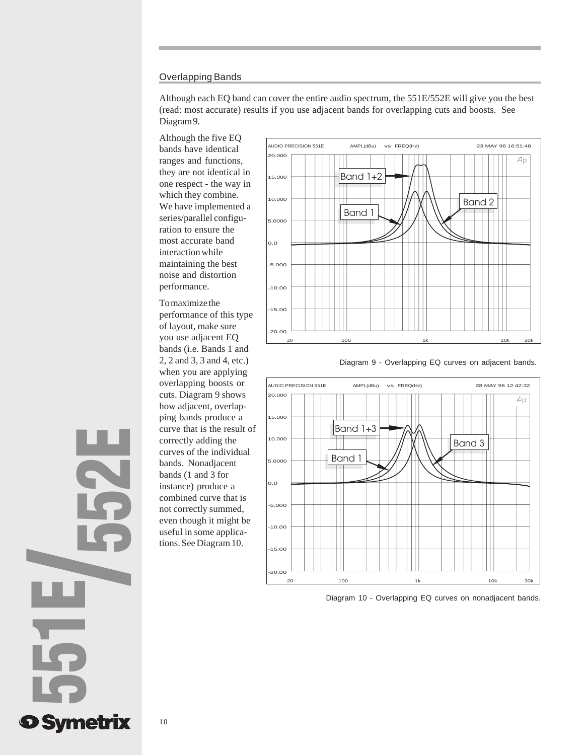## Overlapping Bands

Although each EQ band can cover the entire audio spectrum, the 551E/552E will give you the best (read: most accurate) results if you use adjacent bands for overlapping cuts and boosts. See Diagram 9.

Although the five EQ bands have identical ranges and functions, they are not identical in one respect - the way in which they combine. We have implemented a series/parallel configuration to ensure the most accurate band interaction while maintaining the best noise and distortion performance.

To maximize the performance of this type of layout, make sure you use adjacent EQ bands (i.e. Bands 1 and 2, 2 and 3, 3 and 4, etc.) when you are applying overlapping boosts or cuts. Diagram 9 shows how adjacent, overlapping bands produce a curve that is the result of correctly adding the curves of the individual bands. Nonadjacent bands (1 and 3 for instance) produce a combined curve that is not correctly summed, even though it might be useful in some applications. See Diagram 10.

Diagram 9 - Overlapping EQ curves on adjacent bands.

Diagram 10 - Overlapping EQ curves on nonadjacent bands.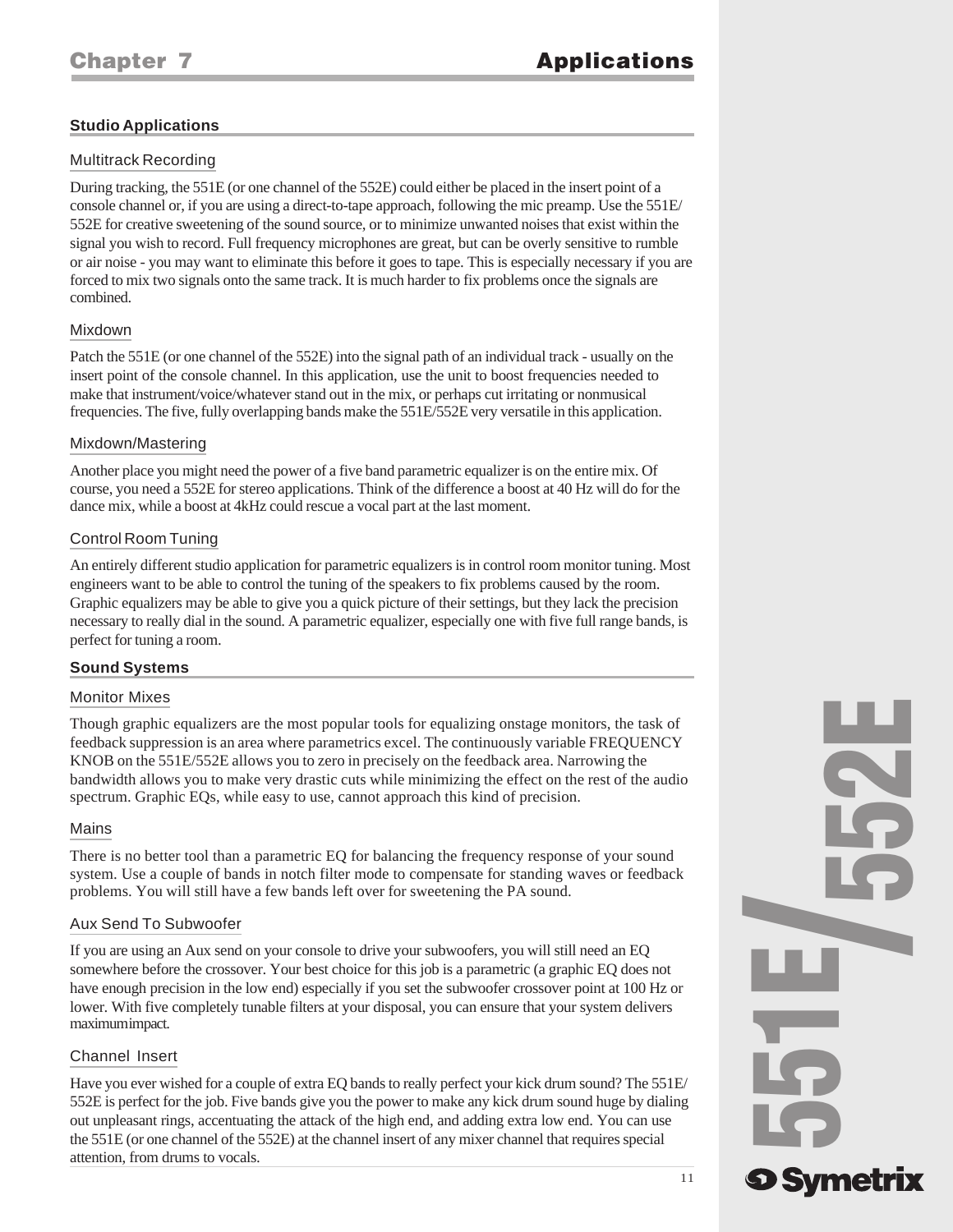# Chapter 7 Applications

## Studio Applications

### Multitrack Recording

During tracking, the 551E (or one channel of the 552E) could either be placed in the insert point of a console channel or, if you are using a direct-to-tape approach, following the mic preamp. Use the 551E/552E for creative sweetening of the sound source, or to minimize unwanted noises that exist within the signal you wish to record. Full frequency microphones are great, but can be overly sensitive to rumble or air noise - you may want to eliminate this before it goes to tape. This is especially necessary if you are forced to mix two signals onto the same track. It is much harder to fix problems once the signals are combined.

### Mixdown

Patch the 551E (or one channel of the 552E) into the signal path of an individual track - usually on the insert point of the console channel. In this application, use the unit to boost frequencies needed to make that instrument/voice/whatever stand out in the mix, or perhaps cut irritating or nonmusical frequencies. The five, fully overlapping bands make the 551E/552E very versatile in this application.

### Mixdown/Mastering

Another place you might need the power of a five band parametric equalizer is on the entire mix. Of course, you need a 552E for stereo applications. Think of the difference a boost at 40 Hz will do for the dance mix, while a boost at 4kHz could rescue a vocal part at the last moment.

### Control Room Tuning

An entirely different studio application for parametric equalizers is in control room monitor tuning. Most engineers want to be able to control the tuning of the speakers to fix problems caused by the room. Graphic equalizers may be able to give you a quick picture of their settings, but they lack the precision necessary to really dial in the sound. A parametric equalizer, especially one with five full range bands, is perfect for tuning a room.

## Sound Systems

### Monitor Mixes

Though graphic equalizers are the most popular tools for equalizing onstage monitors, the task of feedback suppression is an area where parametrics excel. The continuously variable FREQUENCY KNOB on the 551E/552E allows you to zero in precisely on the feedback area. Narrowing the bandwidth allows you to make very drastic cuts while minimizing the effect on the rest of the audio spectrum. Graphic EQs, while easy to use, cannot approach this kind of precision.

### Mains

There is no better tool than a parametric EQ for balancing the frequency response of your sound system. Use a couple of bands in notch filter mode to compensate for standing waves or feedback problems. You will still have a few bands left over for sweetening the PA sound.

### Aux Send To Subwoofer

If you are using an Aux send on your console to drive your subwoofers, you will still need an EQ somewhere before the crossover. Your best choice for this job is a parametric (a graphic EQ does not have enough precision in the low end) especially if you set the subwoofer crossover point at 100 Hz or lower. With five completely tunable filters at your disposal, you can ensure that your system delivers maximum impact.

### Channel Insert

Have you ever wished for a couple of extra EQ bands to really perfect your kick drum sound? The 551E/552E is perfect for the job. Five bands give you the power to make any kick drum sound huge by dialing out unpleasant rings, accentuating the attack of the high end, and adding extra low end. You can use the 551E (or one channel of the 552E) at the channel insert of any mixer channel that requires special attention, from drums to vocals.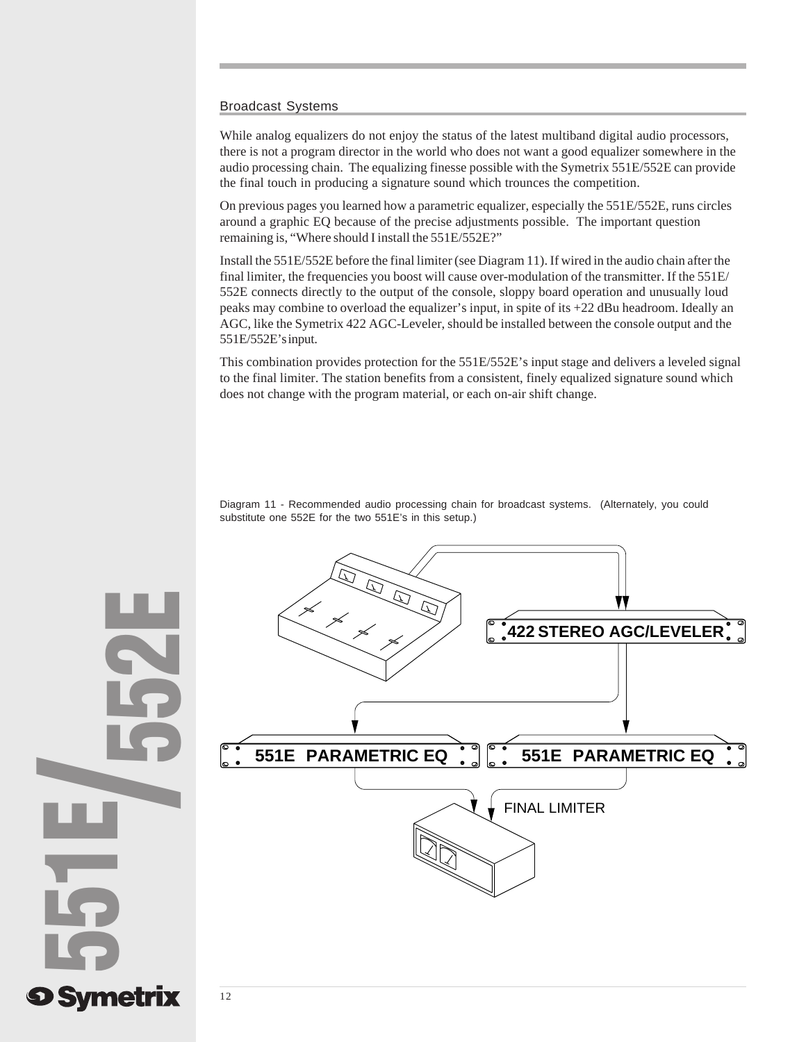## Broadcast Systems

While analog equalizers do not enjoy the status of the latest multiband digital audio processors, there is not a program director in the world who does not want a good equalizer somewhere in the audio processing chain. The equalizing finesse possible with the Symetrix 551E/552E can provide the final touch in producing a signature sound which trounces the competition.

On previous pages you learned how a parametric equalizer, especially the 551E/552E, runs circles around a graphic EQ because of the precise adjustments possible. The important question remaining is, “Where should I install the 551E/552E?”

Install the 551E/552E before the final limiter (see Diagram 11). If wired in the audio chain after the final limiter, the frequencies you boost will cause over-modulation of the transmitter. If the 551E/552E connects directly to the output of the console, sloppy board operation and unusually loud peaks may combine to overload the equalizer’s input, in spite of its +22 dBu headroom. Ideally an AGC, like the Symetrix 422 AGC-Leveler, should be installed between the console output and the 551E/552E’s input.

This combination provides protection for the 551E/552E’s input stage and delivers a leveled signal to the final limiter. The station benefits from a consistent, finely equalized signature sound which does not change with the program material, or each on-air shift change.

Diagram 11 - Recommended audio processing chain for broadcast systems. (Alternately, you could substitute one 552E for the two 551E’s in this setup.)

422 STEREO AGC/LEVELER

551E PARAMETRIC EQ

551E PARAMETRIC EQ

FINAL LIMITER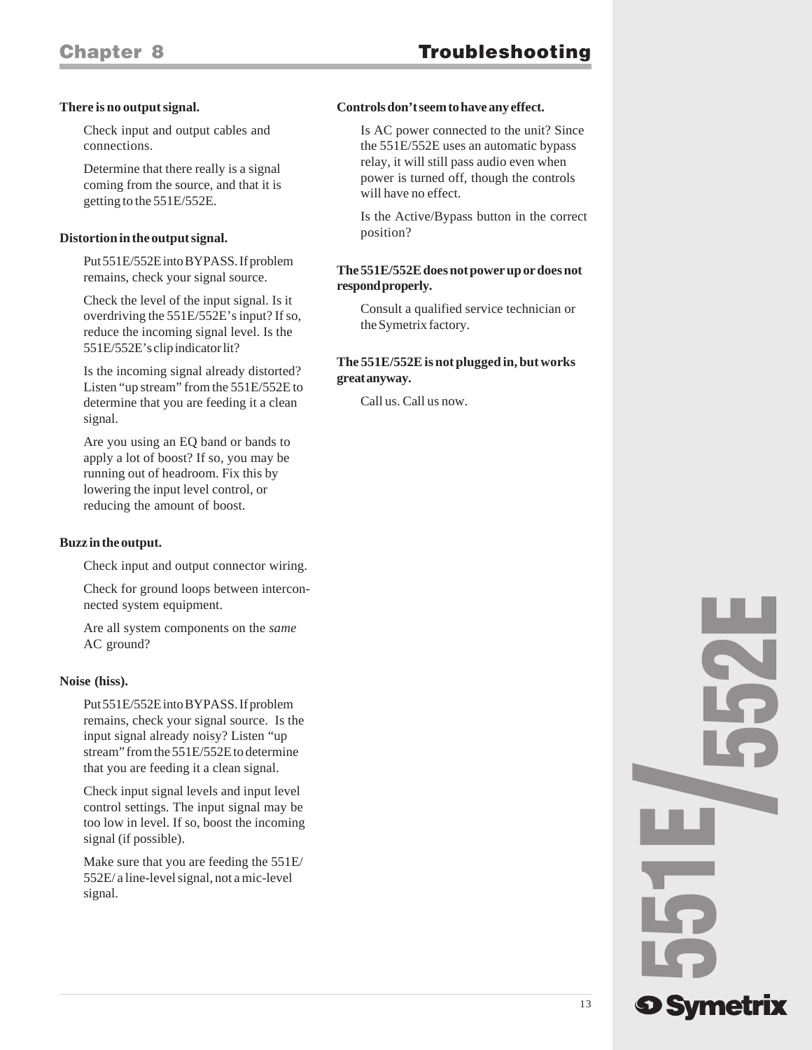## Chapter 8 Troubleshooting

**There is no output signal.**

Check input and output cables and connections.

Determine that there really is a signal coming from the source, and that it is getting to the 551E/552E.

**Distortion in the output signal.**

Put 551E/552E into BYPASS. If problem remains, check your signal source.

Check the level of the input signal. Is it overdriving the 551E/552E's input? If so, reduce the incoming signal level. Is the 551E/552E's clip indicator lit?

Is the incoming signal already distorted? Listen "up stream" from the 551E/552E to determine that you are feeding it a clean signal.

Are you using an EQ band or bands to apply a lot of boost? If so, you may be running out of headroom. Fix this by lowering the input level control, or reducing the amount of boost.

**Buzz in the output.**

Check input and output connector wiring.

Check for ground loops between interconnected system equipment.

Are all system components on the *same* AC ground?

**Noise (hiss).**

Put 551E/552E into BYPASS. If problem remains, check your signal source. Is the input signal already noisy? Listen "up stream" from the 551E/552E to determine that you are feeding it a clean signal.

Check input signal levels and input level control settings. The input signal may be too low in level. If so, boost the incoming signal (if possible).

Make sure that you are feeding the 551E/552E/ a line-level signal, not a mic-level signal.

**Controls don't seem to have any effect.**

Is AC power connected to the unit? Since the 551E/552E uses an automatic bypass relay, it will still pass audio even when power is turned off, though the controls will have no effect.

Is the Active/Bypass button in the correct position?

**The 551E/552E does not power up or does not respond properly.**

Consult a qualified service technician or the Symetrix factory.

**The 551E/552E is not plugged in, but works great anyway.**

Call us. Call us now.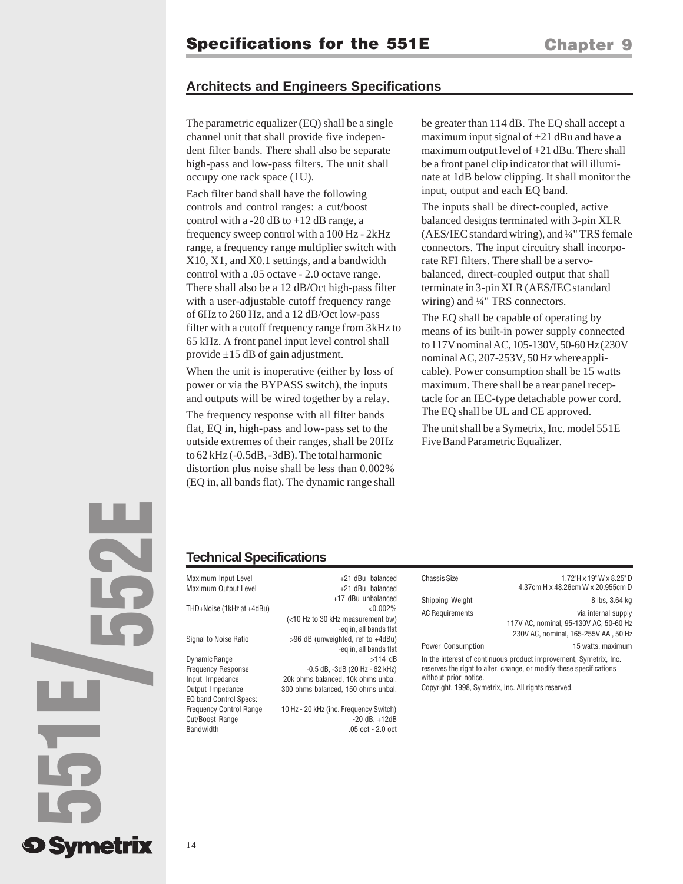# Specifications for the 551E

## Architects and Engineers Specifications

The parametric equalizer (EQ) shall be a single channel unit that shall provide five independent filter bands. There shall also be separate high-pass and low-pass filters. The unit shall occupy one rack space (1U).

Each filter band shall have the following controls and control ranges: a cut/boost control with a -20 dB to +12 dB range, a frequency sweep control with a 100 Hz - 2kHz range, a frequency range multiplier switch with X10, X1, and X0.1 settings, and a bandwidth control with a .05 octave - 2.0 octave range. There shall also be a 12 dB/Oct high-pass filter with a user-adjustable cutoff frequency range of 6Hz to 260 Hz, and a 12 dB/Oct low-pass filter with a cutoff frequency range from 3kHz to 65 kHz. A front panel input level control shall provide ±15 dB of gain adjustment.

When the unit is inoperative (either by loss of power or via the BYPASS switch), the inputs and outputs will be wired together by a relay.

The frequency response with all filter bands flat, EQ in, high-pass and low-pass set to the outside extremes of their ranges, shall be 20Hz to 62 kHz (-0.5dB, -3dB). The total harmonic distortion plus noise shall be less than 0.002% (EQ in, all bands flat). The dynamic range shall be greater than 114 dB. The EQ shall accept a maximum input signal of +21 dBu and have a maximum output level of +21 dBu. There shall be a front panel clip indicator that will illuminate at 1dB below clipping. It shall monitor the input, output and each EQ band.

The inputs shall be direct-coupled, active balanced designs terminated with 3-pin XLR (AES/IEC standard wiring), and ¼" TRS female connectors. The input circuitry shall incorporate RFI filters. There shall be a servo-balanced, direct-coupled output that shall terminate in 3-pin XLR (AES/IEC standard wiring) and ¼" TRS connectors.

The EQ shall be capable of operating by means of its built-in power supply connected to 117V nominal AC, 105-130V, 50-60 Hz (230V nominal AC, 207-253V, 50 Hz where applicable). Power consumption shall be 15 watts maximum. There shall be a rear panel receptacle for an IEC-type detachable power cord. The EQ shall be UL and CE approved.

The unit shall be a Symetrix, Inc. model 551E Five Band Parametric Equalizer.

## Technical Specifications

| | |
|---|---|
| Maximum Input Level | +21 dBu balanced |
| Maximum Output Level | +21 dBu balanced<br>+17 dBu unbalanced |
| THD+Noise (1kHz at +4dBu) | <0.002%<br>(<10 Hz to 30 kHz measurement bw)<br>-eq in, all bands flat |
| Signal to Noise Ratio | >96 dB (unweighted, ref to +4dBu)<br>-eq in, all bands flat |
| Dynamic Range | >114 dB |
| Frequency Response | -0.5 dB, -3dB (20 Hz - 62 kHz) |
| Input Impedance | 20k ohms balanced, 10k ohms unbal. |
| Output Impedance | 300 ohms balanced, 150 ohms unbal. |
| EQ band Control Specs: | |
| Frequency Control Range | 10 Hz - 20 kHz (inc. Frequency Switch) |
| Cut/Boost Range | -20 dB, +12dB |
| Bandwidth | .05 oct - 2.0 oct |
| Chassis Size | 1.72"H x 19" W x 8.25" D<br>4.37cm H x 48.26cm W x 20.955cm D |
| Shipping Weight | 8 lbs, 3.64 kg |
| AC Requirements | via internal supply<br>117V AC, nominal, 95-130V AC, 50-60 Hz<br>230V AC, nominal, 165-255V AA , 50 Hz |
| Power Consumption | 15 watts, maximum |

In the interest of continuous product improvement, Symetrix, Inc. reserves the right to alter, change, or modify these specifications without prior notice.

Copyright, 1998, Symetrix, Inc. All rights reserved.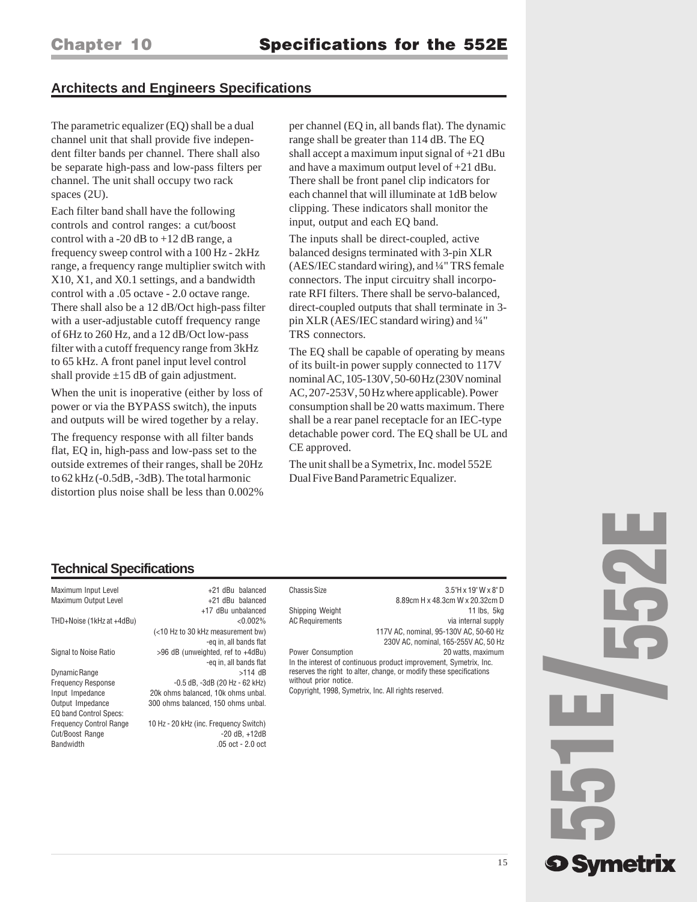# Chapter 10 Specifications for the 552E

## Architects and Engineers Specifications

The parametric equalizer (EQ) shall be a dual channel unit that shall provide five independent filter bands per channel. There shall also be separate high-pass and low-pass filters per channel. The unit shall occupy two rack spaces (2U).

Each filter band shall have the following controls and control ranges: a cut/boost control with a -20 dB to +12 dB range, a frequency sweep control with a 100 Hz - 2kHz range, a frequency range multiplier switch with X10, X1, and X0.1 settings, and a bandwidth control with a .05 octave - 2.0 octave range. There shall also be a 12 dB/Oct high-pass filter with a user-adjustable cutoff frequency range of 6Hz to 260 Hz, and a 12 dB/Oct low-pass filter with a cutoff frequency range from 3kHz to 65 kHz. A front panel input level control shall provide ±15 dB of gain adjustment.

When the unit is inoperative (either by loss of power or via the BYPASS switch), the inputs and outputs will be wired together by a relay.

The frequency response with all filter bands flat, EQ in, high-pass and low-pass set to the outside extremes of their ranges, shall be 20Hz to 62 kHz (-0.5dB, -3dB). The total harmonic distortion plus noise shall be less than 0.002% per channel (EQ in, all bands flat). The dynamic range shall be greater than 114 dB. The EQ shall accept a maximum input signal of +21 dBu and have a maximum output level of +21 dBu. There shall be front panel clip indicators for each channel that will illuminate at 1dB below clipping. These indicators shall monitor the input, output and each EQ band.

The inputs shall be direct-coupled, active balanced designs terminated with 3-pin XLR (AES/IEC standard wiring), and ¼" TRS female connectors. The input circuitry shall incorporate RFI filters. There shall be servo-balanced, direct-coupled outputs that shall terminate in 3-pin XLR (AES/IEC standard wiring) and ¼" TRS connectors.

The EQ shall be capable of operating by means of its built-in power supply connected to 117V nominal AC, 105-130V, 50-60 Hz (230V nominal AC, 207-253V, 50 Hz where applicable). Power consumption shall be 20 watts maximum. There shall be a rear panel receptacle for an IEC-type detachable power cord. The EQ shall be UL and CE approved.

The unit shall be a Symetrix, Inc. model 552E Dual Five Band Parametric Equalizer.

## Technical Specifications

| | |
|---|---|
| Maximum Input Level | +21 dBu balanced |
| Maximum Output Level | +21 dBu balanced<br>+17 dBu unbalanced |
| THD+Noise (1kHz at +4dBu) | <0.002%<br>(<10 Hz to 30 kHz measurement bw)<br>-eq in, all bands flat |
| Signal to Noise Ratio | >96 dB (unweighted, ref to +4dBu)<br>-eq in, all bands flat |
| Dynamic Range | >114 dB |
| Frequency Response | -0.5 dB, -3dB (20 Hz - 62 kHz) |
| Input Impedance | 20k ohms balanced, 10k ohms unbal. |
| Output Impedance | 300 ohms balanced, 150 ohms unbal. |
| EQ band Control Specs: | |
| Frequency Control Range | 10 Hz - 20 kHz (inc. Frequency Switch) |
| Cut/Boost Range | -20 dB, +12dB |
| Bandwidth | .05 oct - 2.0 oct |
| Chassis Size | 3.5"H x 19" W x 8" D<br>8.89cm H x 48.3cm W x 20.32cm D |
| Shipping Weight | 11 lbs, 5kg |
| AC Requirements | via internal supply<br>117V AC, nominal, 95-130V AC, 50-60 Hz<br>230V AC, nominal, 165-255V AC, 50 Hz |
| Power Consumption | 20 watts, maximum |

In the interest of continuous product improvement, Symetrix, Inc. reserves the right to alter, change, or modify these specifications without prior notice.

Copyright, 1998, Symetrix, Inc. All rights reserved.

551E/552E

Symetrix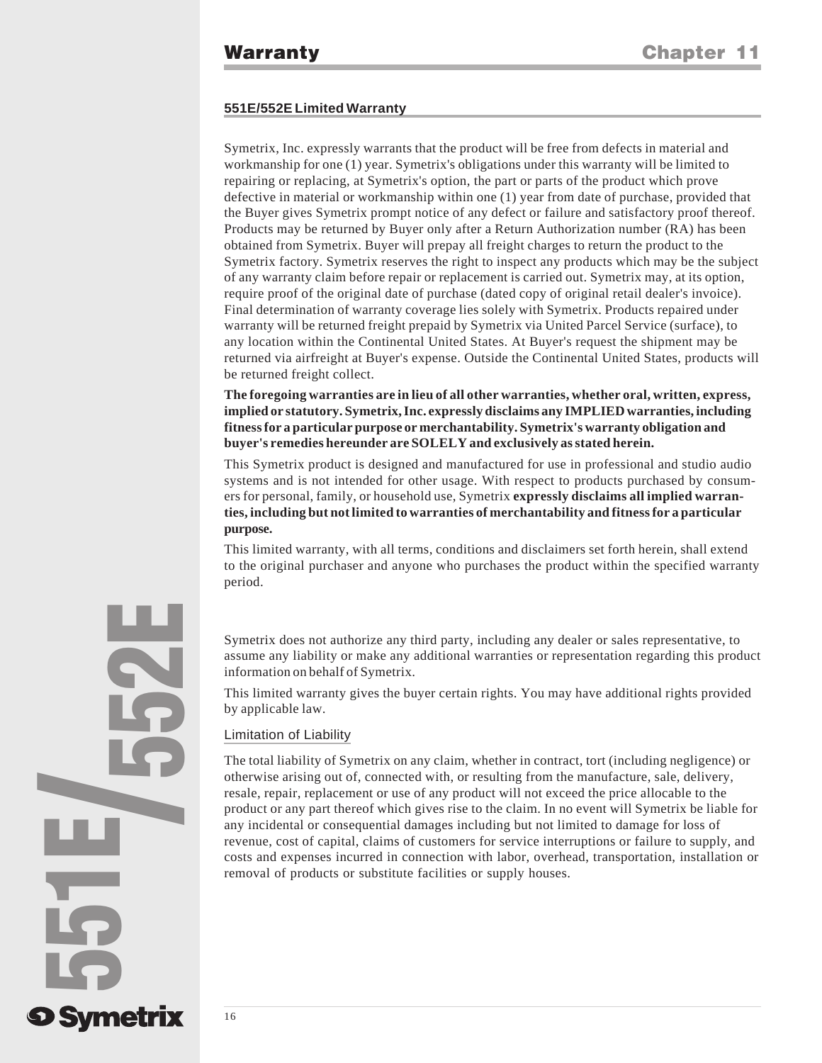# Warranty

## 551E/552E Limited Warranty

Symetrix, Inc. expressly warrants that the product will be free from defects in material and workmanship for one (1) year. Symetrix's obligations under this warranty will be limited to repairing or replacing, at Symetrix's option, the part or parts of the product which prove defective in material or workmanship within one (1) year from date of purchase, provided that the Buyer gives Symetrix prompt notice of any defect or failure and satisfactory proof thereof. Products may be returned by Buyer only after a Return Authorization number (RA) has been obtained from Symetrix. Buyer will prepay all freight charges to return the product to the Symetrix factory. Symetrix reserves the right to inspect any products which may be the subject of any warranty claim before repair or replacement is carried out. Symetrix may, at its option, require proof of the original date of purchase (dated copy of original retail dealer's invoice). Final determination of warranty coverage lies solely with Symetrix. Products repaired under warranty will be returned freight prepaid by Symetrix via United Parcel Service (surface), to any location within the Continental United States. At Buyer's request the shipment may be returned via airfreight at Buyer's expense. Outside the Continental United States, products will be returned freight collect.

**The foregoing warranties are in lieu of all other warranties, whether oral, written, express, implied or statutory. Symetrix, Inc. expressly disclaims any IMPLIED warranties, including fitness for a particular purpose or merchantability. Symetrix's warranty obligation and buyer's remedies hereunder are SOLELY and exclusively as stated herein.**

This Symetrix product is designed and manufactured for use in professional and studio audio systems and is not intended for other usage. With respect to products purchased by consumers for personal, family, or household use, Symetrix **expressly disclaims all implied warranties, including but not limited to warranties of merchantability and fitness for a particular purpose.**

This limited warranty, with all terms, conditions and disclaimers set forth herein, shall extend to the original purchaser and anyone who purchases the product within the specified warranty period.

Symetrix does not authorize any third party, including any dealer or sales representative, to assume any liability or make any additional warranties or representation regarding this product information on behalf of Symetrix.

This limited warranty gives the buyer certain rights. You may have additional rights provided by applicable law.

### Limitation of Liability

The total liability of Symetrix on any claim, whether in contract, tort (including negligence) or otherwise arising out of, connected with, or resulting from the manufacture, sale, delivery, resale, repair, replacement or use of any product will not exceed the price allocable to the product or any part thereof which gives rise to the claim. In no event will Symetrix be liable for any incidental or consequential damages including but not limited to damage for loss of revenue, cost of capital, claims of customers for service interruptions or failure to supply, and costs and expenses incurred in connection with labor, overhead, transportation, installation or removal of products or substitute facilities or supply houses.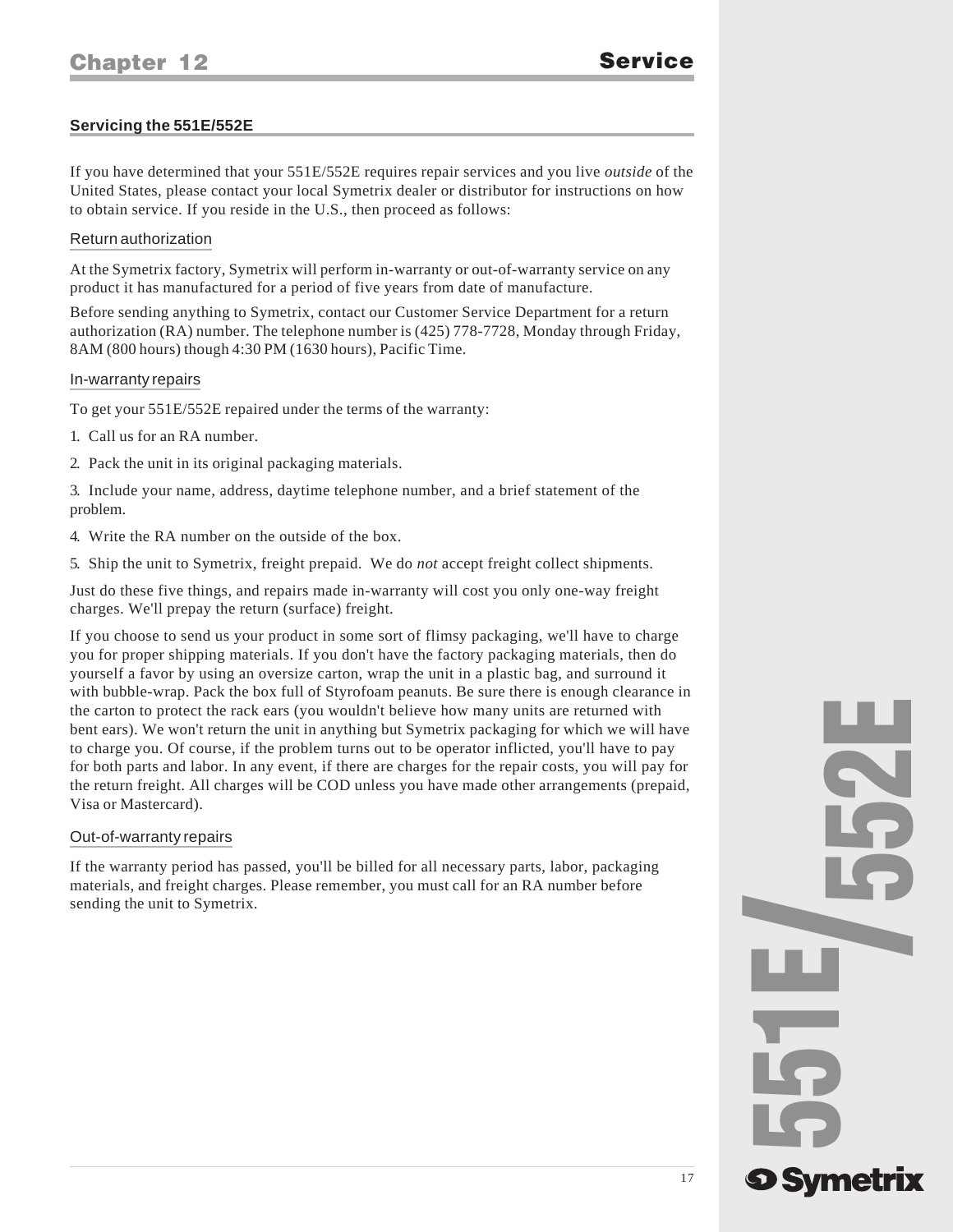# Chapter 12 Service

## Servicing the 551E/552E

If you have determined that your 551E/552E requires repair services and you live *outside* of the United States, please contact your local Symetrix dealer or distributor for instructions on how to obtain service. If you reside in the U.S., then proceed as follows:

### Return authorization

At the Symetrix factory, Symetrix will perform in-warranty or out-of-warranty service on any product it has manufactured for a period of five years from date of manufacture.

Before sending anything to Symetrix, contact our Customer Service Department for a return authorization (RA) number. The telephone number is (425) 778-7728, Monday through Friday, 8AM (800 hours) though 4:30 PM (1630 hours), Pacific Time.

### In-warranty repairs

To get your 551E/552E repaired under the terms of the warranty:

1. Call us for an RA number.
2. Pack the unit in its original packaging materials.
3. Include your name, address, daytime telephone number, and a brief statement of the problem.
4. Write the RA number on the outside of the box.
5. Ship the unit to Symetrix, freight prepaid. We do *not* accept freight collect shipments.

Just do these five things, and repairs made in-warranty will cost you only one-way freight charges. We'll prepay the return (surface) freight.

If you choose to send us your product in some sort of flimsy packaging, we'll have to charge you for proper shipping materials. If you don't have the factory packaging materials, then do yourself a favor by using an oversize carton, wrap the unit in a plastic bag, and surround it with bubble-wrap. Pack the box full of Styrofoam peanuts. Be sure there is enough clearance in the carton to protect the rack ears (you wouldn't believe how many units are returned with bent ears). We won't return the unit in anything but Symetrix packaging for which we will have to charge you. Of course, if the problem turns out to be operator inflicted, you'll have to pay for both parts and labor. In any event, if there are charges for the repair costs, you will pay for the return freight. All charges will be COD unless you have made other arrangements (prepaid, Visa or Mastercard).

### Out-of-warranty repairs

If the warranty period has passed, you'll be billed for all necessary parts, labor, packaging materials, and freight charges. Please remember, you must call for an RA number before sending the unit to Symetrix.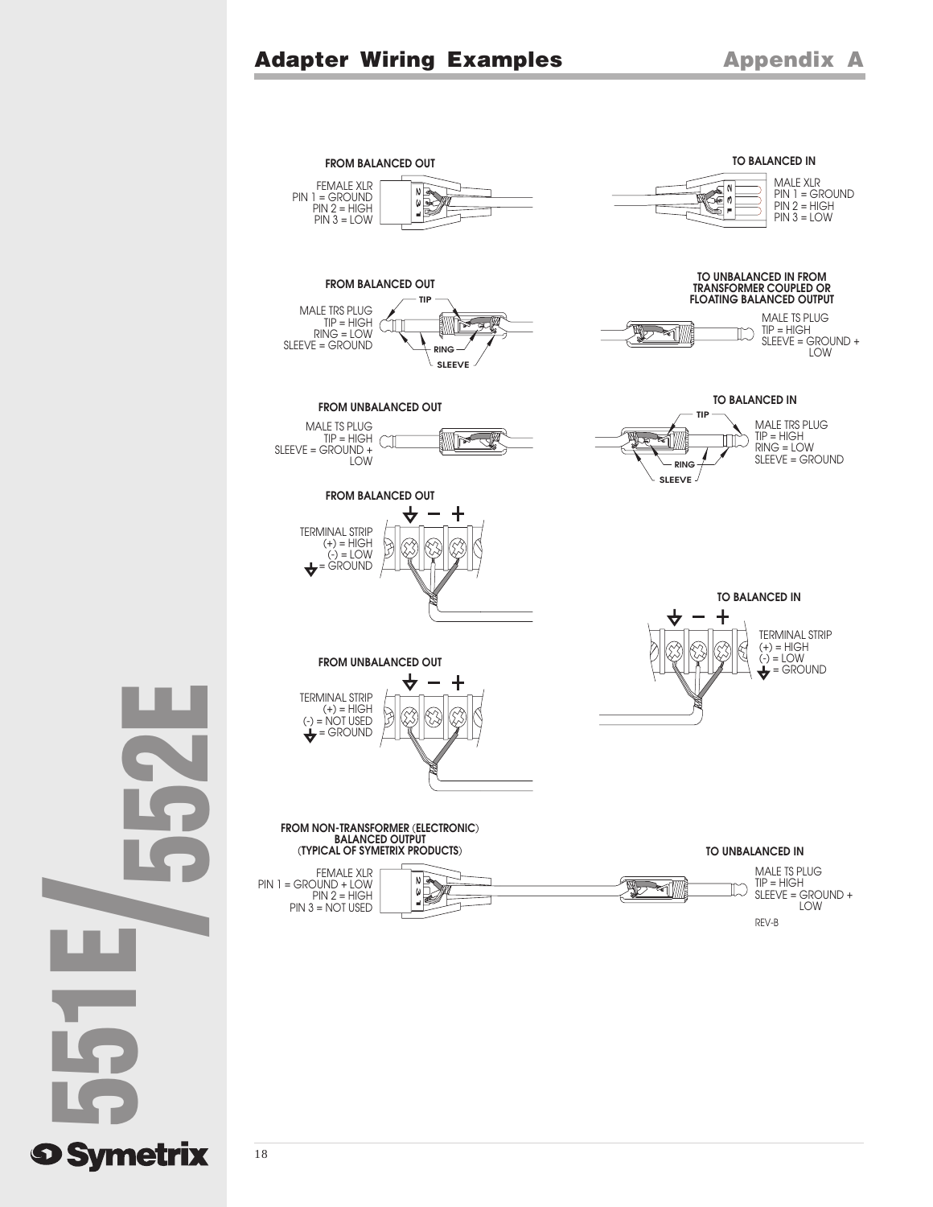## Adapter Wiring Examples

## Appendix A

FROM BALANCED OUT

FEMALE XLR
PIN 1 = GROUND
PIN 2 = HIGH
PIN 3 = LOW

TO BALANCED IN

MALE XLR
PIN 1 = GROUND
PIN 2 = HIGH
PIN 3 = LOW

FROM BALANCED OUT

MALE TRS PLUG
TIP = HIGH
RING = LOW
SLEEVE = GROUND

TIP
RING
SLEEVE

TO UNBALANCED IN FROM TRANSFORMER COUPLED OR FLOATING BALANCED OUTPUT

MALE TS PLUG
TIP = HIGH
SLEEVE = GROUND + LOW

FROM UNBALANCED OUT

MALE TS PLUG
TIP = HIGH
SLEEVE = GROUND + LOW

TO BALANCED IN

MALE TRS PLUG
TIP = HIGH
RING = LOW
SLEEVE = GROUND

TIP
RING
SLEEVE

FROM BALANCED OUT

TERMINAL STRIP
(+) = HIGH
(-) = LOW
⏚ = GROUND

TO BALANCED IN

TERMINAL STRIP
(+) = HIGH
(-) = LOW
⏚ = GROUND

FROM UNBALANCED OUT

TERMINAL STRIP
(+) = HIGH
(-) = NOT USED
⏚ = GROUND

FROM NON-TRANSFORMER (ELECTRONIC) BALANCED OUTPUT (TYPICAL OF SYMETRIX PRODUCTS)

FEMALE XLR
PIN 1 = GROUND + LOW
PIN 2 = HIGH
PIN 3 = NOT USED

TO UNBALANCED IN

MALE TS PLUG
TIP = HIGH
SLEEVE = GROUND + LOW

REV-B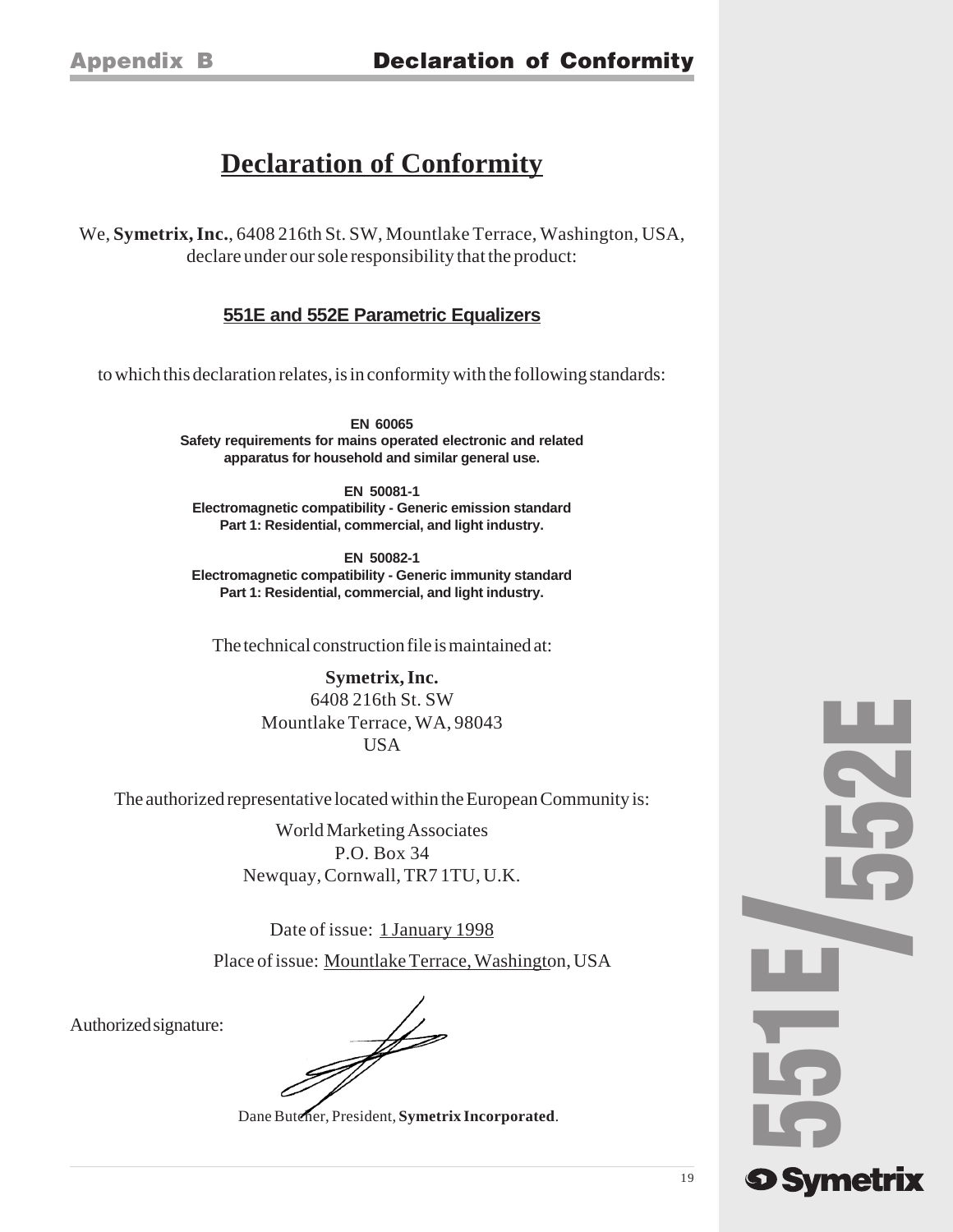# Declaration of Conformity

We, **Symetrix, Inc.**, 6408 216th St. SW, Mountlake Terrace, Washington, USA, declare under our sole responsibility that the product:

## 551E and 552E Parametric Equalizers

to which this declaration relates, is in conformity with the following standards:

**EN 60065**
**Safety requirements for mains operated electronic and related apparatus for household and similar general use.**

**EN 50081-1**
**Electromagnetic compatibility - Generic emission standard Part 1: Residential, commercial, and light industry.**

**EN 50082-1**
**Electromagnetic compatibility - Generic immunity standard Part 1: Residential, commercial, and light industry.**

The technical construction file is maintained at:

**Symetrix, Inc.**
6408 216th St. SW
Mountlake Terrace, WA, 98043
USA

The authorized representative located within the European Community is:

World Marketing Associates
P.O. Box 34
Newquay, Cornwall, TR7 1TU, U.K.

Date of issue: 1 January 1998

Place of issue: Mountlake Terrace, Washington, USA

Authorized signature:

Dane Butcher, President, **Symetrix Incorporated**.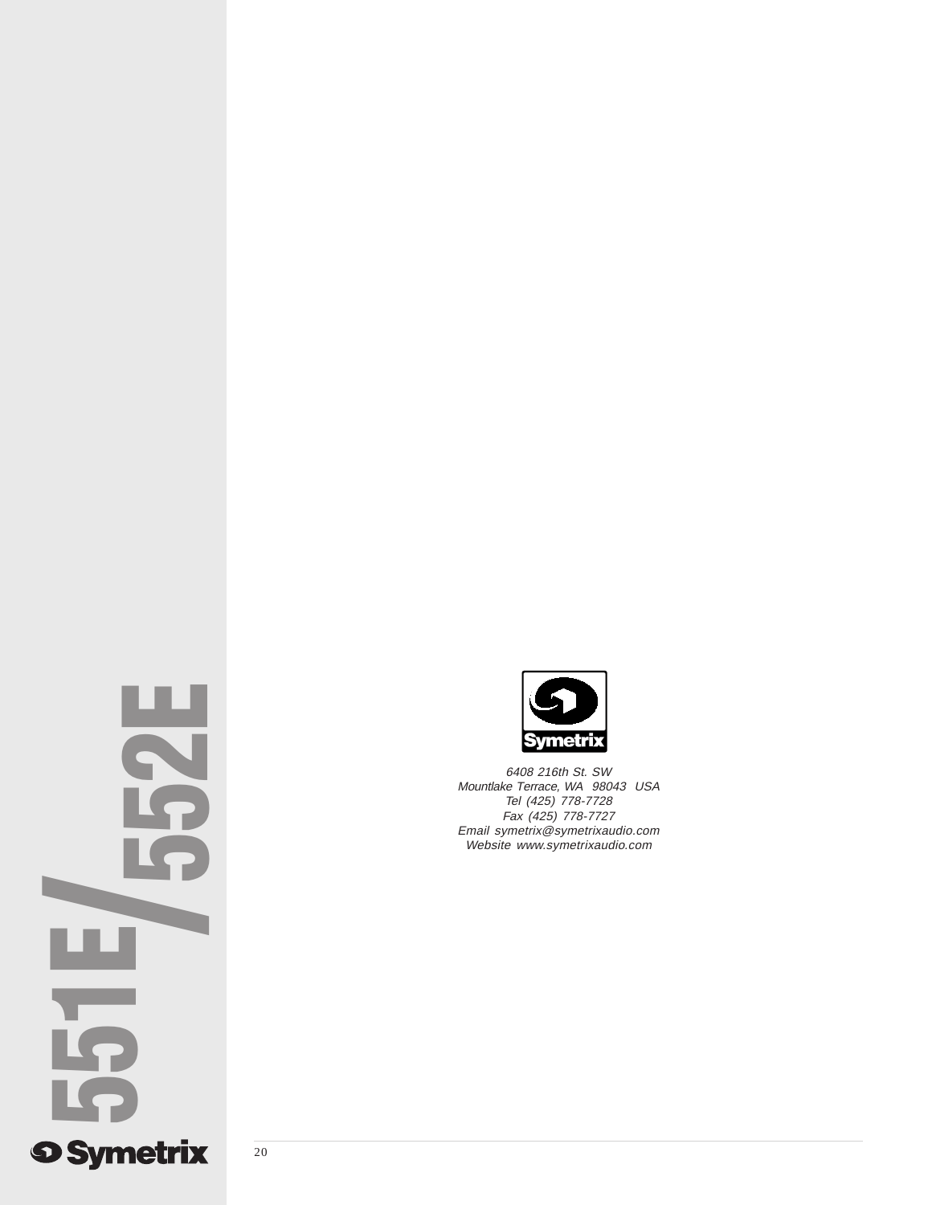6408 216th St. SW
Mountlake Terrace, WA 98043 USA
Tel (425) 778-7728
Fax (425) 778-7727
Email symetrix@symetrixaudio.com
Website www.symetrixaudio.com